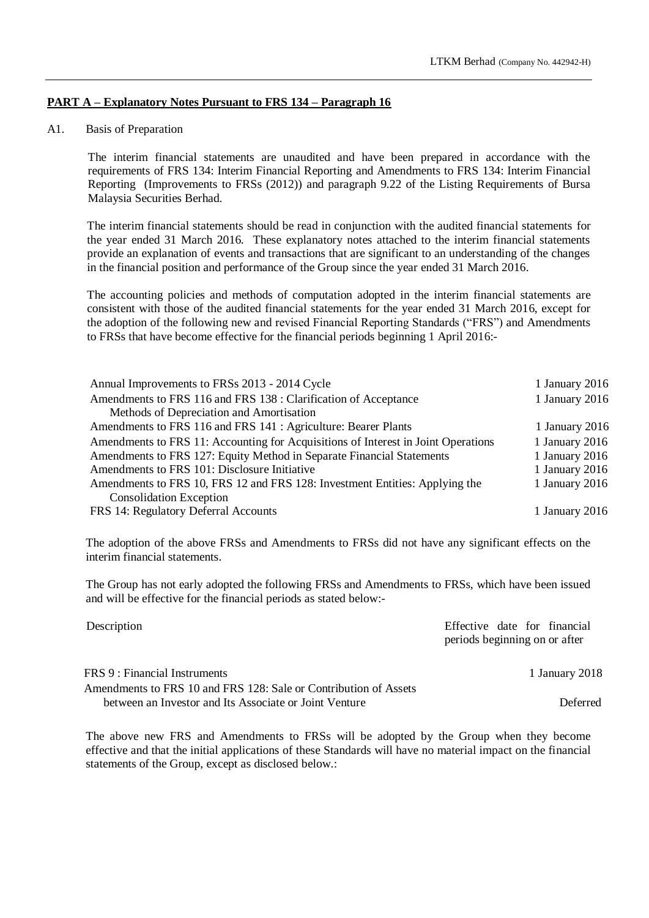**PART A – Explanatory Notes Pursuant to FRS 134 – Paragraph 16**

A1. Basis of Preparation

The interim financial statements are unaudited and have been prepared in accordance with the requirements of FRS 134: Interim Financial Reporting and Amendments to FRS 134: Interim Financial Reporting (Improvements to FRSs (2012)) and paragraph 9.22 of the Listing Requirements of Bursa Malaysia Securities Berhad.

The interim financial statements should be read in conjunction with the audited financial statements for the year ended 31 March 2016. These explanatory notes attached to the interim financial statements provide an explanation of events and transactions that are significant to an understanding of the changes in the financial position and performance of the Group since the year ended 31 March 2016.

The accounting policies and methods of computation adopted in the interim financial statements are consistent with those of the audited financial statements for the year ended 31 March 2016, except for the adoption of the following new and revised Financial Reporting Standards ("FRS") and Amendments to FRSs that have become effective for the financial periods beginning 1 April 2016:-

| | |
|---|---|
| Annual Improvements to FRSs 2013 - 2014 Cycle | 1 January 2016 |
| Amendments to FRS 116 and FRS 138 : Clarification of Acceptance Methods of Depreciation and Amortisation | 1 January 2016 |
| Amendments to FRS 116 and FRS 141 : Agriculture: Bearer Plants | 1 January 2016 |
| Amendments to FRS 11: Accounting for Acquisitions of Interest in Joint Operations | 1 January 2016 |
| Amendments to FRS 127: Equity Method in Separate Financial Statements | 1 January 2016 |
| Amendments to FRS 101: Disclosure Initiative | 1 January 2016 |
| Amendments to FRS 10, FRS 12 and FRS 128: Investment Entities: Applying the Consolidation Exception | 1 January 2016 |
| FRS 14: Regulatory Deferral Accounts | 1 January 2016 |

The adoption of the above FRSs and Amendments to FRSs did not have any significant effects on the interim financial statements.

The Group has not early adopted the following FRSs and Amendments to FRSs, which have been issued and will be effective for the financial periods as stated below:-

| Description | Effective date for financial periods beginning on or after |
|---|---|
| FRS 9 : Financial Instruments | 1 January 2018 |
| Amendments to FRS 10 and FRS 128: Sale or Contribution of Assets between an Investor and Its Associate or Joint Venture | Deferred |

The above new FRS and Amendments to FRSs will be adopted by the Group when they become effective and that the initial applications of these Standards will have no material impact on the financial statements of the Group, except as disclosed below.: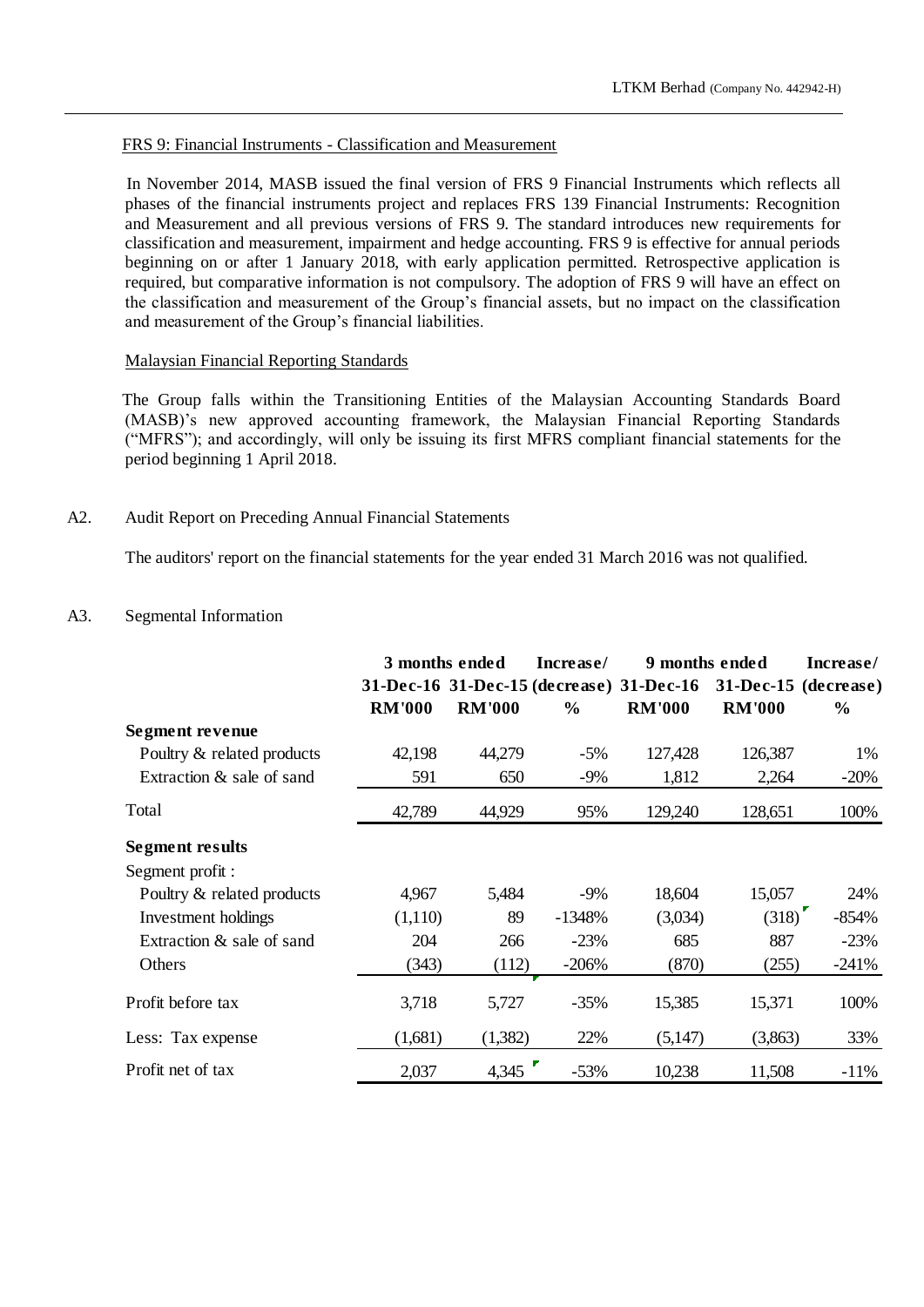FRS 9: Financial Instruments - Classification and Measurement

In November 2014, MASB issued the final version of FRS 9 Financial Instruments which reflects all phases of the financial instruments project and replaces FRS 139 Financial Instruments: Recognition and Measurement and all previous versions of FRS 9. The standard introduces new requirements for classification and measurement, impairment and hedge accounting. FRS 9 is effective for annual periods beginning on or after 1 January 2018, with early application permitted. Retrospective application is required, but comparative information is not compulsory. The adoption of FRS 9 will have an effect on the classification and measurement of the Group's financial assets, but no impact on the classification and measurement of the Group's financial liabilities.

Malaysian Financial Reporting Standards

The Group falls within the Transitioning Entities of the Malaysian Accounting Standards Board (MASB)'s new approved accounting framework, the Malaysian Financial Reporting Standards ("MFRS"); and accordingly, will only be issuing its first MFRS compliant financial statements for the period beginning 1 April 2018.

A2. Audit Report on Preceding Annual Financial Statements

The auditors' report on the financial statements for the year ended 31 March 2016 was not qualified.

A3. Segmental Information

| | 3 months ended | | Increase/ | 9 months ended | | Increase/ |
|---|---|---|---|---|---|---|
| | 31-Dec-16 | 31-Dec-15 | (decrease) | 31-Dec-16 | 31-Dec-15 | (decrease) |
| | RM'000 | RM'000 | % | RM'000 | RM'000 | % |
| **Segment revenue** | | | | | | |
| Poultry & related products | 42,198 | 44,279 | -5% | 127,428 | 126,387 | 1% |
| Extraction & sale of sand | 591 | 650 | -9% | 1,812 | 2,264 | -20% |
| Total | 42,789 | 44,929 | 95% | 129,240 | 128,651 | 100% |
| **Segment results** | | | | | | |
| Segment profit : | | | | | | |
| Poultry & related products | 4,967 | 5,484 | -9% | 18,604 | 15,057 | 24% |
| Investment holdings | (1,110) | 89 | -1348% | (3,034) | (318) | -854% |
| Extraction & sale of sand | 204 | 266 | -23% | 685 | 887 | -23% |
| Others | (343) | (112) | -206% | (870) | (255) | -241% |
| Profit before tax | 3,718 | 5,727 | -35% | 15,385 | 15,371 | 100% |
| Less: Tax expense | (1,681) | (1,382) | 22% | (5,147) | (3,863) | 33% |
| Profit net of tax | 2,037 | 4,345 | -53% | 10,238 | 11,508 | -11% |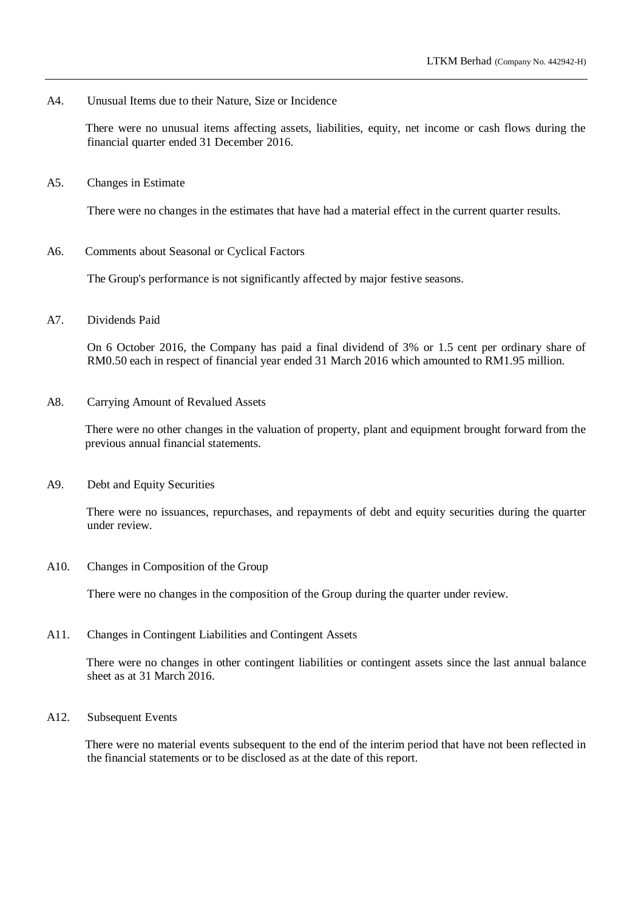A4. Unusual Items due to their Nature, Size or Incidence

There were no unusual items affecting assets, liabilities, equity, net income or cash flows during the financial quarter ended 31 December 2016.

A5. Changes in Estimate

There were no changes in the estimates that have had a material effect in the current quarter results.

A6. Comments about Seasonal or Cyclical Factors

The Group's performance is not significantly affected by major festive seasons.

A7. Dividends Paid

On 6 October 2016, the Company has paid a final dividend of 3% or 1.5 cent per ordinary share of RM0.50 each in respect of financial year ended 31 March 2016 which amounted to RM1.95 million.

A8. Carrying Amount of Revalued Assets

There were no other changes in the valuation of property, plant and equipment brought forward from the previous annual financial statements.

A9. Debt and Equity Securities

There were no issuances, repurchases, and repayments of debt and equity securities during the quarter under review.

A10. Changes in Composition of the Group

There were no changes in the composition of the Group during the quarter under review.

A11. Changes in Contingent Liabilities and Contingent Assets

There were no changes in other contingent liabilities or contingent assets since the last annual balance sheet as at 31 March 2016.

A12. Subsequent Events

There were no material events subsequent to the end of the interim period that have not been reflected in the financial statements or to be disclosed as at the date of this report.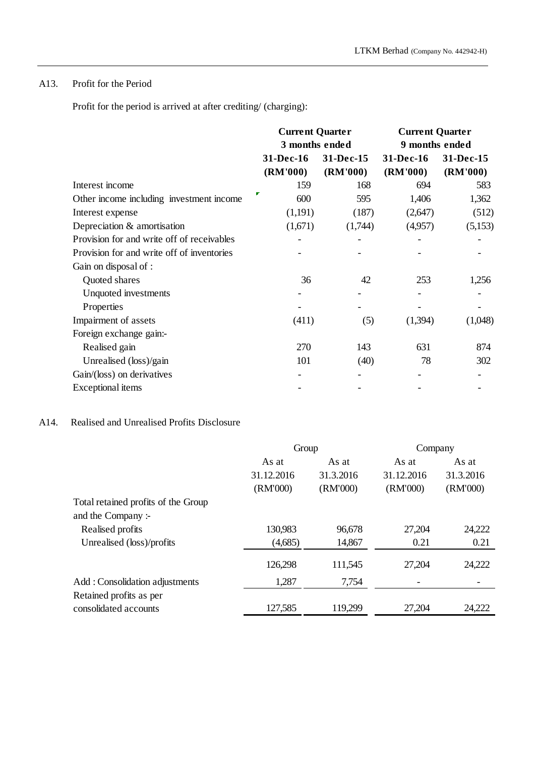## A13. Profit for the Period

Profit for the period is arrived at after crediting/ (charging):

| | Current Quarter 3 months ended | | Current Quarter 9 months ended | |
|---|---|---|---|---|
| | 31-Dec-16 (RM'000) | 31-Dec-15 (RM'000) | 31-Dec-16 (RM'000) | 31-Dec-15 (RM'000) |
| Interest income | 159 | 168 | 694 | 583 |
| Other income including investment income | 600 | 595 | 1,406 | 1,362 |
| Interest expense | (1,191) | (187) | (2,647) | (512) |
| Depreciation & amortisation | (1,671) | (1,744) | (4,957) | (5,153) |
| Provision for and write off of receivables | - | - | - | - |
| Provision for and write off of inventories | - | - | - | - |
| Gain on disposal of : | | | | |
| Quoted shares | 36 | 42 | 253 | 1,256 |
| Unquoted investments | - | - | - | - |
| Properties | - | - | - | - |
| Impairment of assets | (411) | (5) | (1,394) | (1,048) |
| Foreign exchange gain:- | | | | |
| Realised gain | 270 | 143 | 631 | 874 |
| Unrealised (loss)/gain | 101 | (40) | 78 | 302 |
| Gain/(loss) on derivatives | - | - | - | - |
| Exceptional items | - | - | - | - |

## A14. Realised and Unrealised Profits Disclosure

| | Group | | Company | |
|---|---|---|---|---|
| | As at 31.12.2016 (RM'000) | As at 31.3.2016 (RM'000) | As at 31.12.2016 (RM'000) | As at 31.3.2016 (RM'000) |
| Total retained profits of the Group and the Company :- | | | | |
| Realised profits | 130,983 | 96,678 | 27,204 | 24,222 |
| Unrealised (loss)/profits | (4,685) | 14,867 | 0.21 | 0.21 |
| | 126,298 | 111,545 | 27,204 | 24,222 |
| Add : Consolidation adjustments | 1,287 | 7,754 | - | - |
| Retained profits as per consolidated accounts | 127,585 | 119,299 | 27,204 | 24,222 |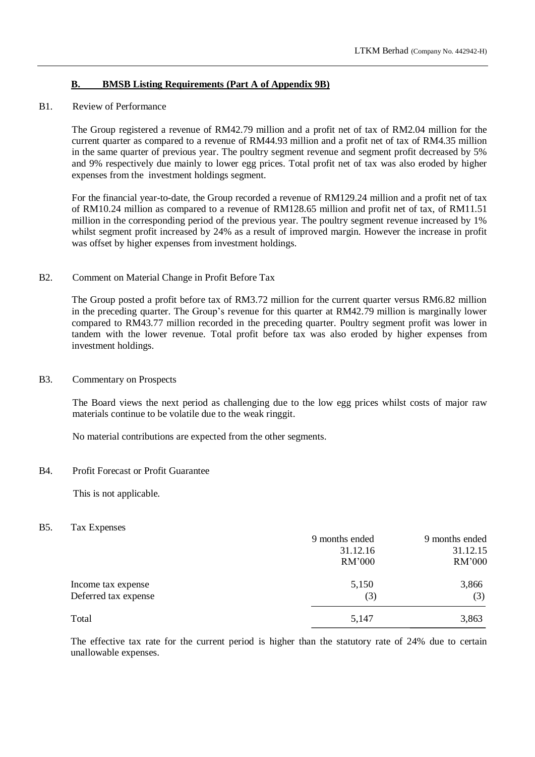## B. BMSB Listing Requirements (Part A of Appendix 9B)

### B1. Review of Performance

The Group registered a revenue of RM42.79 million and a profit net of tax of RM2.04 million for the current quarter as compared to a revenue of RM44.93 million and a profit net of tax of RM4.35 million in the same quarter of previous year. The poultry segment revenue and segment profit decreased by 5% and 9% respectively due mainly to lower egg prices. Total profit net of tax was also eroded by higher expenses from the investment holdings segment.

For the financial year-to-date, the Group recorded a revenue of RM129.24 million and a profit net of tax of RM10.24 million as compared to a revenue of RM128.65 million and profit net of tax, of RM11.51 million in the corresponding period of the previous year. The poultry segment revenue increased by 1% whilst segment profit increased by 24% as a result of improved margin. However the increase in profit was offset by higher expenses from investment holdings.

### B2. Comment on Material Change in Profit Before Tax

The Group posted a profit before tax of RM3.72 million for the current quarter versus RM6.82 million in the preceding quarter. The Group's revenue for this quarter at RM42.79 million is marginally lower compared to RM43.77 million recorded in the preceding quarter. Poultry segment profit was lower in tandem with the lower revenue. Total profit before tax was also eroded by higher expenses from investment holdings.

### B3. Commentary on Prospects

The Board views the next period as challenging due to the low egg prices whilst costs of major raw materials continue to be volatile due to the weak ringgit.

No material contributions are expected from the other segments.

### B4. Profit Forecast or Profit Guarantee

This is not applicable.

### B5. Tax Expenses

| | 9 months ended 31.12.16 RM'000 | 9 months ended 31.12.15 RM'000 |
|---|---|---|
| Income tax expense | 5,150 | 3,866 |
| Deferred tax expense | (3) | (3) |
| Total | 5,147 | 3,863 |

The effective tax rate for the current period is higher than the statutory rate of 24% due to certain unallowable expenses.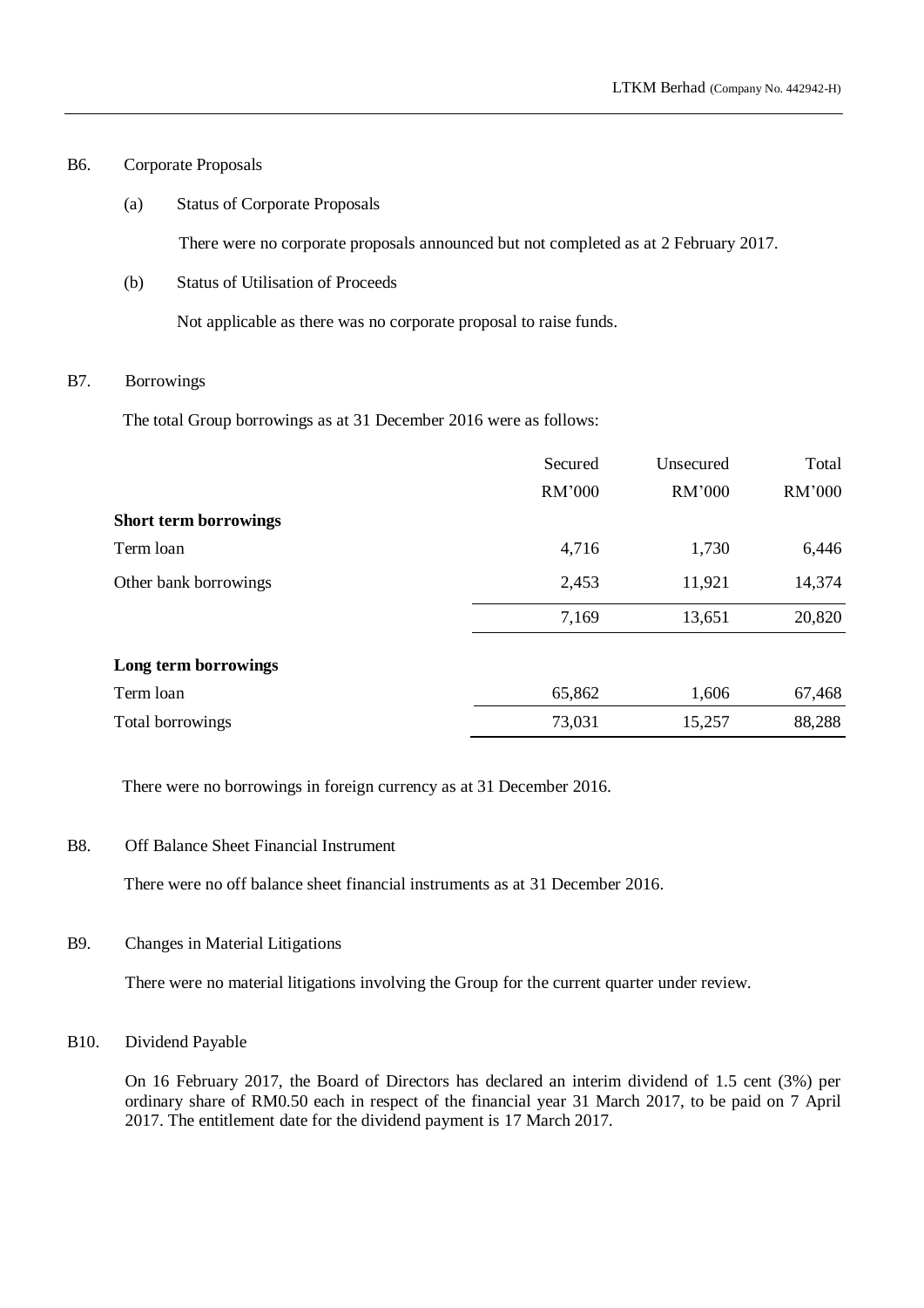## B6. Corporate Proposals

(a) Status of Corporate Proposals

There were no corporate proposals announced but not completed as at 2 February 2017.

(b) Status of Utilisation of Proceeds

Not applicable as there was no corporate proposal to raise funds.

## B7. Borrowings

The total Group borrowings as at 31 December 2016 were as follows:

| | Secured RM'000 | Unsecured RM'000 | Total RM'000 |
|---|---|---|---|
| **Short term borrowings** | | | |
| Term loan | 4,716 | 1,730 | 6,446 |
| Other bank borrowings | 2,453 | 11,921 | 14,374 |
| | 7,169 | 13,651 | 20,820 |
| **Long term borrowings** | | | |
| Term loan | 65,862 | 1,606 | 67,468 |
| Total borrowings | 73,031 | 15,257 | 88,288 |

There were no borrowings in foreign currency as at 31 December 2016.

## B8. Off Balance Sheet Financial Instrument

There were no off balance sheet financial instruments as at 31 December 2016.

## B9. Changes in Material Litigations

There were no material litigations involving the Group for the current quarter under review.

## B10. Dividend Payable

On 16 February 2017, the Board of Directors has declared an interim dividend of 1.5 cent (3%) per ordinary share of RM0.50 each in respect of the financial year 31 March 2017, to be paid on 7 April 2017. The entitlement date for the dividend payment is 17 March 2017.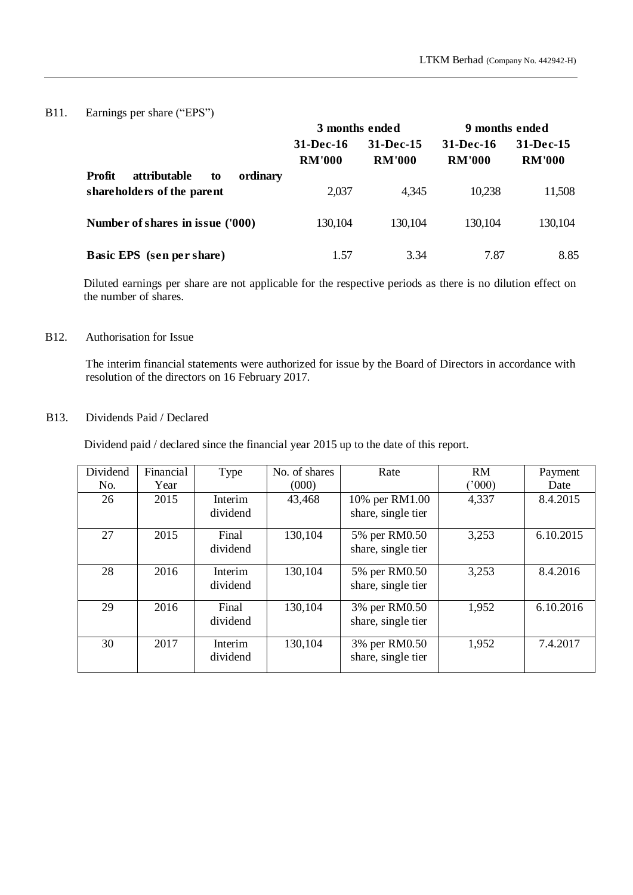B11. Earnings per share ("EPS")

| | 3 months ended | | 9 months ended | |
|---|---|---|---|---|
| | 31-Dec-16 RM'000 | 31-Dec-15 RM'000 | 31-Dec-16 RM'000 | 31-Dec-15 RM'000 |
| **Profit attributable to ordinary shareholders of the parent** | 2,037 | 4,345 | 10,238 | 11,508 |
| **Number of shares in issue ('000)** | 130,104 | 130,104 | 130,104 | 130,104 |
| **Basic EPS (sen per share)** | 1.57 | 3.34 | 7.87 | 8.85 |

Diluted earnings per share are not applicable for the respective periods as there is no dilution effect on the number of shares.

B12. Authorisation for Issue

The interim financial statements were authorized for issue by the Board of Directors in accordance with resolution of the directors on 16 February 2017.

B13. Dividends Paid / Declared

Dividend paid / declared since the financial year 2015 up to the date of this report.

| Dividend No. | Financial Year | Type | No. of shares (000) | Rate | RM ('000) | Payment Date |
|---|---|---|---|---|---|---|
| 26 | 2015 | Interim dividend | 43,468 | 10% per RM1.00 share, single tier | 4,337 | 8.4.2015 |
| 27 | 2015 | Final dividend | 130,104 | 5% per RM0.50 share, single tier | 3,253 | 6.10.2015 |
| 28 | 2016 | Interim dividend | 130,104 | 5% per RM0.50 share, single tier | 3,253 | 8.4.2016 |
| 29 | 2016 | Final dividend | 130,104 | 3% per RM0.50 share, single tier | 1,952 | 6.10.2016 |
| 30 | 2017 | Interim dividend | 130,104 | 3% per RM0.50 share, single tier | 1,952 | 7.4.2017 |